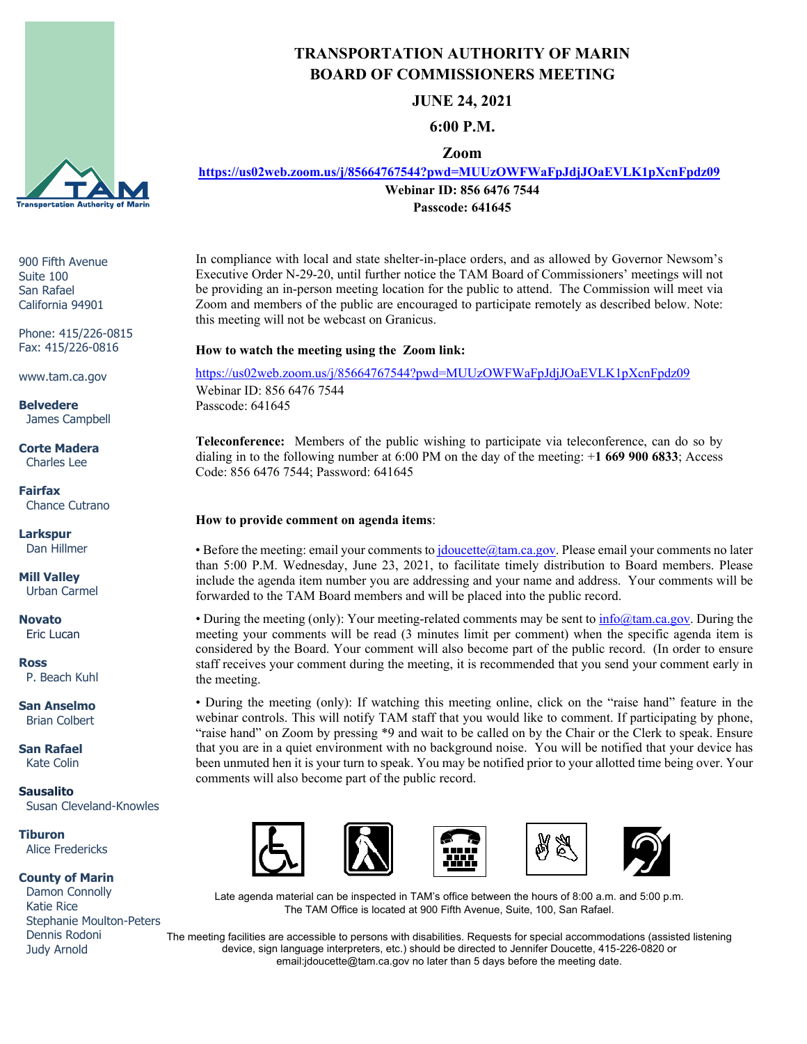# TRANSPORTATION AUTHORITY OF MARIN
## BOARD OF COMMISSIONERS MEETING

**JUNE 24, 2021**

**6:00 P.M.**

**Zoom**

**https://us02web.zoom.us/j/85664767544?pwd=MUUzOWFWaFpJdjJOaEVLK1pXcnFpdz09**

**Webinar ID: 856 6476 7544**

**Passcode: 641645**

900 Fifth Avenue
Suite 100
San Rafael
California 94901

Phone: 415/226-0815
Fax: 415/226-0816

www.tam.ca.gov

**Belvedere**
James Campbell

**Corte Madera**
Charles Lee

**Fairfax**
Chance Cutrano

**Larkspur**
Dan Hillmer

**Mill Valley**
Urban Carmel

**Novato**
Eric Lucan

**Ross**
P. Beach Kuhl

**San Anselmo**
Brian Colbert

**San Rafael**
Kate Colin

**Sausalito**
Susan Cleveland-Knowles

**Tiburon**
Alice Fredericks

**County of Marin**
Damon Connolly
Katie Rice
Stephanie Moulton-Peters
Dennis Rodoni
Judy Arnold

In compliance with local and state shelter-in-place orders, and as allowed by Governor Newsom's Executive Order N-29-20, until further notice the TAM Board of Commissioners' meetings will not be providing an in-person meeting location for the public to attend. The Commission will meet via Zoom and members of the public are encouraged to participate remotely as described below. Note: this meeting will not be webcast on Granicus.

**How to watch the meeting using the Zoom link:**

https://us02web.zoom.us/j/85664767544?pwd=MUUzOWFWaFpJdjJOaEVLK1pXcnFpdz09
Webinar ID: 856 6476 7544
Passcode: 641645

**Teleconference:** Members of the public wishing to participate via teleconference, can do so by dialing in to the following number at 6:00 PM on the day of the meeting: +**1 669 900 6833**; Access Code: 856 6476 7544; Password: 641645

**How to provide comment on agenda items**:

• Before the meeting: email your comments to jdoucette@tam.ca.gov. Please email your comments no later than 5:00 P.M. Wednesday, June 23, 2021, to facilitate timely distribution to Board members. Please include the agenda item number you are addressing and your name and address. Your comments will be forwarded to the TAM Board members and will be placed into the public record.

• During the meeting (only): Your meeting-related comments may be sent to info@tam.ca.gov. During the meeting your comments will be read (3 minutes limit per comment) when the specific agenda item is considered by the Board. Your comment will also become part of the public record. (In order to ensure staff receives your comment during the meeting, it is recommended that you send your comment early in the meeting.

• During the meeting (only): If watching this meeting online, click on the "raise hand" feature in the webinar controls. This will notify TAM staff that you would like to comment. If participating by phone, "raise hand" on Zoom by pressing *9 and wait to be called on by the Chair or the Clerk to speak. Ensure that you are in a quiet environment with no background noise. You will be notified that your device has been unmuted hen it is your turn to speak. You may be notified prior to your allotted time being over. Your comments will also become part of the public record.

Late agenda material can be inspected in TAM's office between the hours of 8:00 a.m. and 5:00 p.m. The TAM Office is located at 900 Fifth Avenue, Suite, 100, San Rafael.

The meeting facilities are accessible to persons with disabilities. Requests for special accommodations (assisted listening device, sign language interpreters, etc.) should be directed to Jennifer Doucette, 415-226-0820 or email:jdoucette@tam.ca.gov no later than 5 days before the meeting date.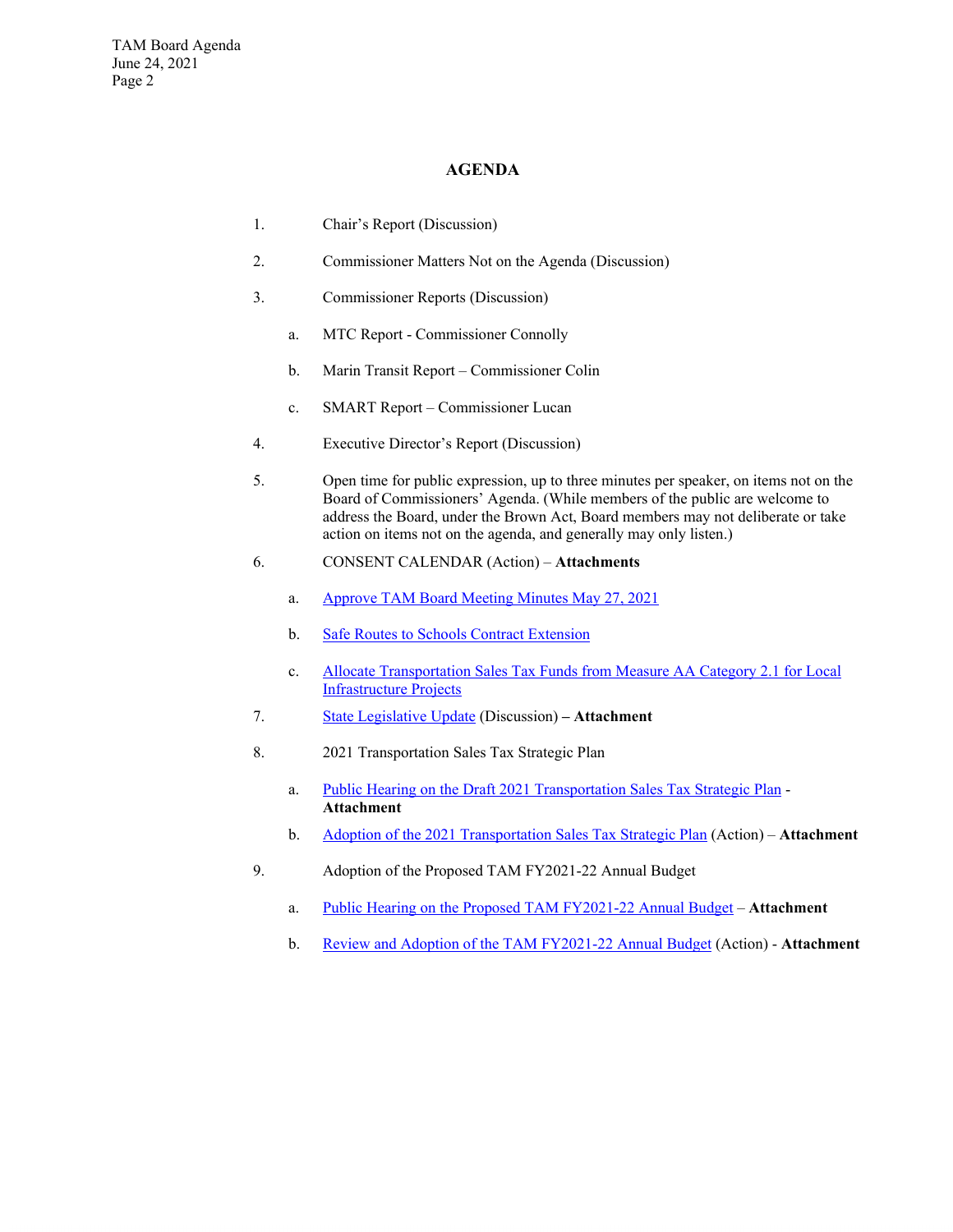## AGENDA

1. Chair's Report (Discussion)

2. Commissioner Matters Not on the Agenda (Discussion)

3. Commissioner Reports (Discussion)

   a. MTC Report - Commissioner Connolly

   b. Marin Transit Report – Commissioner Colin

   c. SMART Report – Commissioner Lucan

4. Executive Director's Report (Discussion)

5. Open time for public expression, up to three minutes per speaker, on items not on the Board of Commissioners' Agenda. (While members of the public are welcome to address the Board, under the Brown Act, Board members may not deliberate or take action on items not on the agenda, and generally may only listen.)

6. CONSENT CALENDAR (Action) – **Attachments**

   a. Approve TAM Board Meeting Minutes May 27, 2021

   b. Safe Routes to Schools Contract Extension

   c. Allocate Transportation Sales Tax Funds from Measure AA Category 2.1 for Local Infrastructure Projects

7. State Legislative Update (Discussion) **– Attachment**

8. 2021 Transportation Sales Tax Strategic Plan

   a. Public Hearing on the Draft 2021 Transportation Sales Tax Strategic Plan - **Attachment**

   b. Adoption of the 2021 Transportation Sales Tax Strategic Plan (Action) – **Attachment**

9. Adoption of the Proposed TAM FY2021-22 Annual Budget

   a. Public Hearing on the Proposed TAM FY2021-22 Annual Budget – **Attachment**

   b. Review and Adoption of the TAM FY2021-22 Annual Budget (Action) - **Attachment**